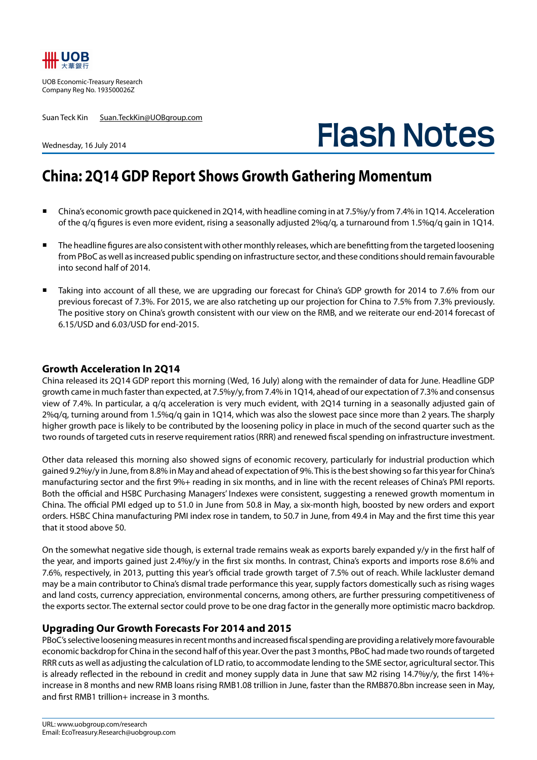UOB Economic-Treasury Research
Company Reg No. 193500026Z

Suan Teck Kin Suan.TeckKin@UOBgroup.com

Wednesday, 16 July 2014

# Flash Notes

## China: 2Q14 GDP Report Shows Growth Gathering Momentum

- China's economic growth pace quickened in 2Q14, with headline coming in at 7.5%y/y from 7.4% in 1Q14. Acceleration of the q/q figures is even more evident, rising a seasonally adjusted 2%q/q, a turnaround from 1.5%q/q gain in 1Q14.
- The headline figures are also consistent with other monthly releases, which are benefitting from the targeted loosening from PBoC as well as increased public spending on infrastructure sector, and these conditions should remain favourable into second half of 2014.
- Taking into account of all these, we are upgrading our forecast for China's GDP growth for 2014 to 7.6% from our previous forecast of 7.3%. For 2015, we are also ratcheting up our projection for China to 7.5% from 7.3% previously. The positive story on China's growth consistent with our view on the RMB, and we reiterate our end-2014 forecast of 6.15/USD and 6.03/USD for end-2015.

### Growth Acceleration In 2Q14

China released its 2Q14 GDP report this morning (Wed, 16 July) along with the remainder of data for June. Headline GDP growth came in much faster than expected, at 7.5%y/y, from 7.4% in 1Q14, ahead of our expectation of 7.3% and consensus view of 7.4%. In particular, a q/q acceleration is very much evident, with 2Q14 turning in a seasonally adjusted gain of 2%q/q, turning around from 1.5%q/q gain in 1Q14, which was also the slowest pace since more than 2 years. The sharply higher growth pace is likely to be contributed by the loosening policy in place in much of the second quarter such as the two rounds of targeted cuts in reserve requirement ratios (RRR) and renewed fiscal spending on infrastructure investment.

Other data released this morning also showed signs of economic recovery, particularly for industrial production which gained 9.2%y/y in June, from 8.8% in May and ahead of expectation of 9%. This is the best showing so far this year for China's manufacturing sector and the first 9%+ reading in six months, and in line with the recent releases of China's PMI reports. Both the official and HSBC Purchasing Managers' Indexes were consistent, suggesting a renewed growth momentum in China. The official PMI edged up to 51.0 in June from 50.8 in May, a six-month high, boosted by new orders and export orders. HSBC China manufacturing PMI index rose in tandem, to 50.7 in June, from 49.4 in May and the first time this year that it stood above 50.

On the somewhat negative side though, is external trade remains weak as exports barely expanded y/y in the first half of the year, and imports gained just 2.4%y/y in the first six months. In contrast, China's exports and imports rose 8.6% and 7.6%, respectively, in 2013, putting this year's official trade growth target of 7.5% out of reach. While lackluster demand may be a main contributor to China's dismal trade performance this year, supply factors domestically such as rising wages and land costs, currency appreciation, environmental concerns, among others, are further pressuring competitiveness of the exports sector. The external sector could prove to be one drag factor in the generally more optimistic macro backdrop.

### Upgrading Our Growth Forecasts For 2014 and 2015

PBoC's selective loosening measures in recent months and increased fiscal spending are providing a relatively more favourable economic backdrop for China in the second half of this year. Over the past 3 months, PBoC had made two rounds of targeted RRR cuts as well as adjusting the calculation of LD ratio, to accommodate lending to the SME sector, agricultural sector. This is already reflected in the rebound in credit and money supply data in June that saw M2 rising 14.7%y/y, the first 14%+ increase in 8 months and new RMB loans rising RMB1.08 trillion in June, faster than the RMB870.8bn increase seen in May, and first RMB1 trillion+ increase in 3 months.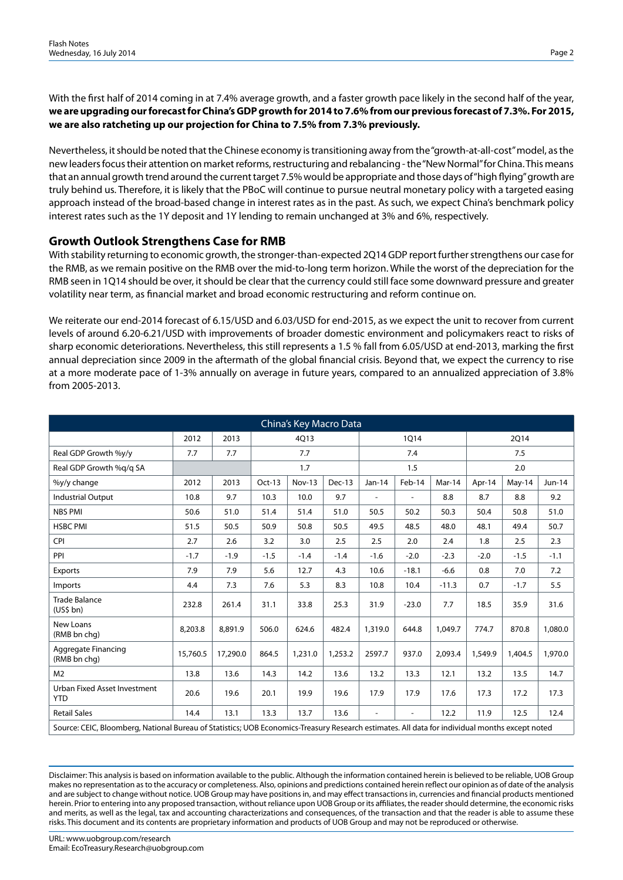With the first half of 2014 coming in at 7.4% average growth, and a faster growth pace likely in the second half of the year, **we are upgrading our forecast for China's GDP growth for 2014 to 7.6% from our previous forecast of 7.3%. For 2015, we are also ratcheting up our projection for China to 7.5% from 7.3% previously.**

Nevertheless, it should be noted that the Chinese economy is transitioning away from the "growth-at-all-cost" model, as the new leaders focus their attention on market reforms, restructuring and rebalancing - the "New Normal" for China. This means that an annual growth trend around the current target 7.5% would be appropriate and those days of "high flying" growth are truly behind us. Therefore, it is likely that the PBoC will continue to pursue neutral monetary policy with a targeted easing approach instead of the broad-based change in interest rates as in the past. As such, we expect China's benchmark policy interest rates such as the 1Y deposit and 1Y lending to remain unchanged at 3% and 6%, respectively.

## Growth Outlook Strengthens Case for RMB

With stability returning to economic growth, the stronger-than-expected 2Q14 GDP report further strengthens our case for the RMB, as we remain positive on the RMB over the mid-to-long term horizon. While the worst of the depreciation for the RMB seen in 1Q14 should be over, it should be clear that the currency could still face some downward pressure and greater volatility near term, as financial market and broad economic restructuring and reform continue on.

We reiterate our end-2014 forecast of 6.15/USD and 6.03/USD for end-2015, as we expect the unit to recover from current levels of around 6.20-6.21/USD with improvements of broader domestic environment and policymakers react to risks of sharp economic deteriorations. Nevertheless, this still represents a 1.5 % fall from 6.05/USD at end-2013, marking the first annual depreciation since 2009 in the aftermath of the global financial crisis. Beyond that, we expect the currency to rise at a more moderate pace of 1-3% annually on average in future years, compared to an annualized appreciation of 3.8% from 2005-2013.

China's Key Macro Data

| | 2012 | 2013 | 4Q13 | | | 1Q14 | | | 2Q14 | | |
|---|---|---|---|---|---|---|---|---|---|---|---|
| Real GDP Growth %y/y | 7.7 | 7.7 | 7.7 | | | 7.4 | | | 7.5 | | |
| Real GDP Growth %q/q SA | | | 1.7 | | | 1.5 | | | 2.0 | | |
| %y/y change | 2012 | 2013 | Oct-13 | Nov-13 | Dec-13 | Jan-14 | Feb-14 | Mar-14 | Apr-14 | May-14 | Jun-14 |
| Industrial Output | 10.8 | 9.7 | 10.3 | 10.0 | 9.7 | - | - | 8.8 | 8.7 | 8.8 | 9.2 |
| NBS PMI | 50.6 | 51.0 | 51.4 | 51.4 | 51.0 | 50.5 | 50.2 | 50.3 | 50.4 | 50.8 | 51.0 |
| HSBC PMI | 51.5 | 50.5 | 50.9 | 50.8 | 50.5 | 49.5 | 48.5 | 48.0 | 48.1 | 49.4 | 50.7 |
| CPI | 2.7 | 2.6 | 3.2 | 3.0 | 2.5 | 2.5 | 2.0 | 2.4 | 1.8 | 2.5 | 2.3 |
| PPI | -1.7 | -1.9 | -1.5 | -1.4 | -1.4 | -1.6 | -2.0 | -2.3 | -2.0 | -1.5 | -1.1 |
| Exports | 7.9 | 7.9 | 5.6 | 12.7 | 4.3 | 10.6 | -18.1 | -6.6 | 0.8 | 7.0 | 7.2 |
| Imports | 4.4 | 7.3 | 7.6 | 5.3 | 8.3 | 10.8 | 10.4 | -11.3 | 0.7 | -1.7 | 5.5 |
| Trade Balance (US$ bn) | 232.8 | 261.4 | 31.1 | 33.8 | 25.3 | 31.9 | -23.0 | 7.7 | 18.5 | 35.9 | 31.6 |
| New Loans (RMB bn chg) | 8,203.8 | 8,891.9 | 506.0 | 624.6 | 482.4 | 1,319.0 | 644.8 | 1,049.7 | 774.7 | 870.8 | 1,080.0 |
| Aggregate Financing (RMB bn chg) | 15,760.5 | 17,290.0 | 864.5 | 1,231.0 | 1,253.2 | 2597.7 | 937.0 | 2,093.4 | 1,549.9 | 1,404.5 | 1,970.0 |
| M2 | 13.8 | 13.6 | 14.3 | 14.2 | 13.6 | 13.2 | 13.3 | 12.1 | 13.2 | 13.5 | 14.7 |
| Urban Fixed Asset Investment YTD | 20.6 | 19.6 | 20.1 | 19.9 | 19.6 | 17.9 | 17.9 | 17.6 | 17.3 | 17.2 | 17.3 |
| Retail Sales | 14.4 | 13.1 | 13.3 | 13.7 | 13.6 | - | - | 12.2 | 11.9 | 12.5 | 12.4 |

Source: CEIC, Bloomberg, National Bureau of Statistics; UOB Economics-Treasury Research estimates. All data for individual months except noted

Disclaimer: This analysis is based on information available to the public. Although the information contained herein is believed to be reliable, UOB Group makes no representation as to the accuracy or completeness. Also, opinions and predictions contained herein reflect our opinion as of date of the analysis and are subject to change without notice. UOB Group may have positions in, and may effect transactions in, currencies and financial products mentioned herein. Prior to entering into any proposed transaction, without reliance upon UOB Group or its affiliates, the reader should determine, the economic risks and merits, as well as the legal, tax and accounting characterizations and consequences, of the transaction and that the reader is able to assume these risks. This document and its contents are proprietary information and products of UOB Group and may not be reproduced or otherwise.

URL: www.uobgroup.com/research
Email: EcoTreasury.Research@uobgroup.com